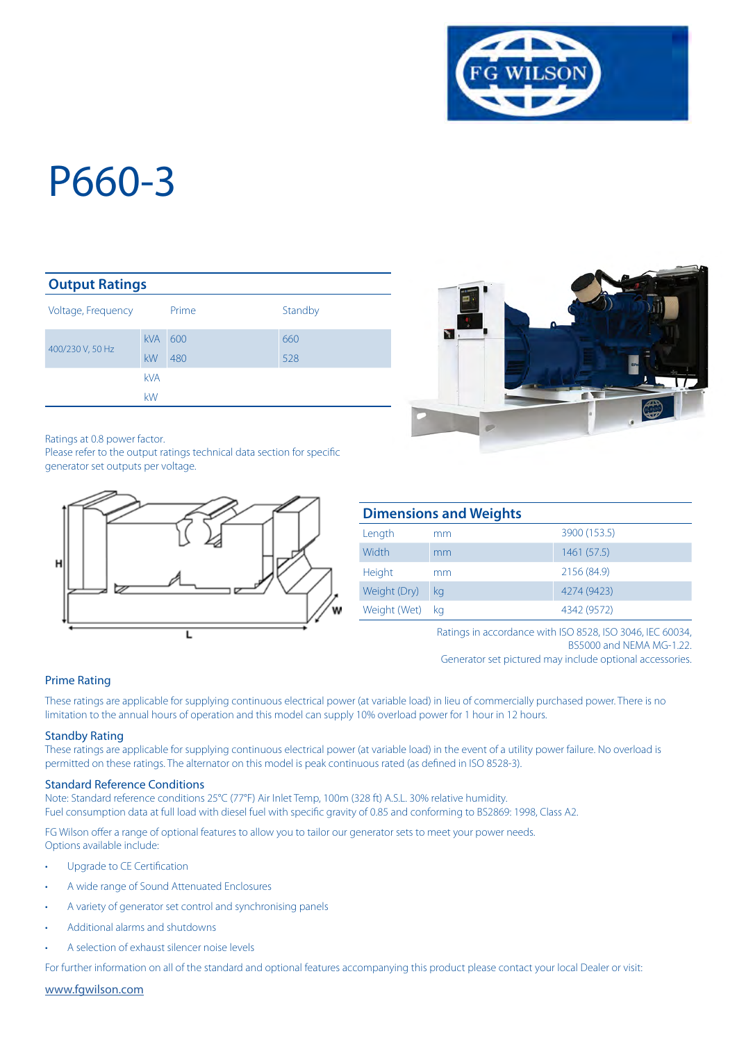# P660-3

## Output Ratings

| Voltage, Frequency | | Prime | Standby |
|---|---|---|---|
| 400/230 V, 50 Hz | kVA | 600 | 660 |
| | kW | 480 | 528 |
| | kVA | | |
| | kW | | |

Ratings at 0.8 power factor.
Please refer to the output ratings technical data section for specific generator set outputs per voltage.

## Dimensions and Weights

| | | |
|---|---|---|
| Length | mm | 3900 (153.5) |
| Width | mm | 1461 (57.5) |
| Height | mm | 2156 (84.9) |
| Weight (Dry) | kg | 4274 (9423) |
| Weight (Wet) | kg | 4342 (9572) |

Ratings in accordance with ISO 8528, ISO 3046, IEC 60034, BS5000 and NEMA MG-1.22.
Generator set pictured may include optional accessories.

### Prime Rating

These ratings are applicable for supplying continuous electrical power (at variable load) in lieu of commercially purchased power. There is no limitation to the annual hours of operation and this model can supply 10% overload power for 1 hour in 12 hours.

### Standby Rating

These ratings are applicable for supplying continuous electrical power (at variable load) in the event of a utility power failure. No overload is permitted on these ratings. The alternator on this model is peak continuous rated (as defined in ISO 8528-3).

### Standard Reference Conditions

Note: Standard reference conditions 25°C (77°F) Air Inlet Temp, 100m (328 ft) A.S.L. 30% relative humidity.
Fuel consumption data at full load with diesel fuel with specific gravity of 0.85 and conforming to BS2869: 1998, Class A2.

FG Wilson offer a range of optional features to allow you to tailor our generator sets to meet your power needs.
Options available include:

- Upgrade to CE Certification
- A wide range of Sound Attenuated Enclosures
- A variety of generator set control and synchronising panels
- Additional alarms and shutdowns
- A selection of exhaust silencer noise levels

For further information on all of the standard and optional features accompanying this product please contact your local Dealer or visit:

www.fgwilson.com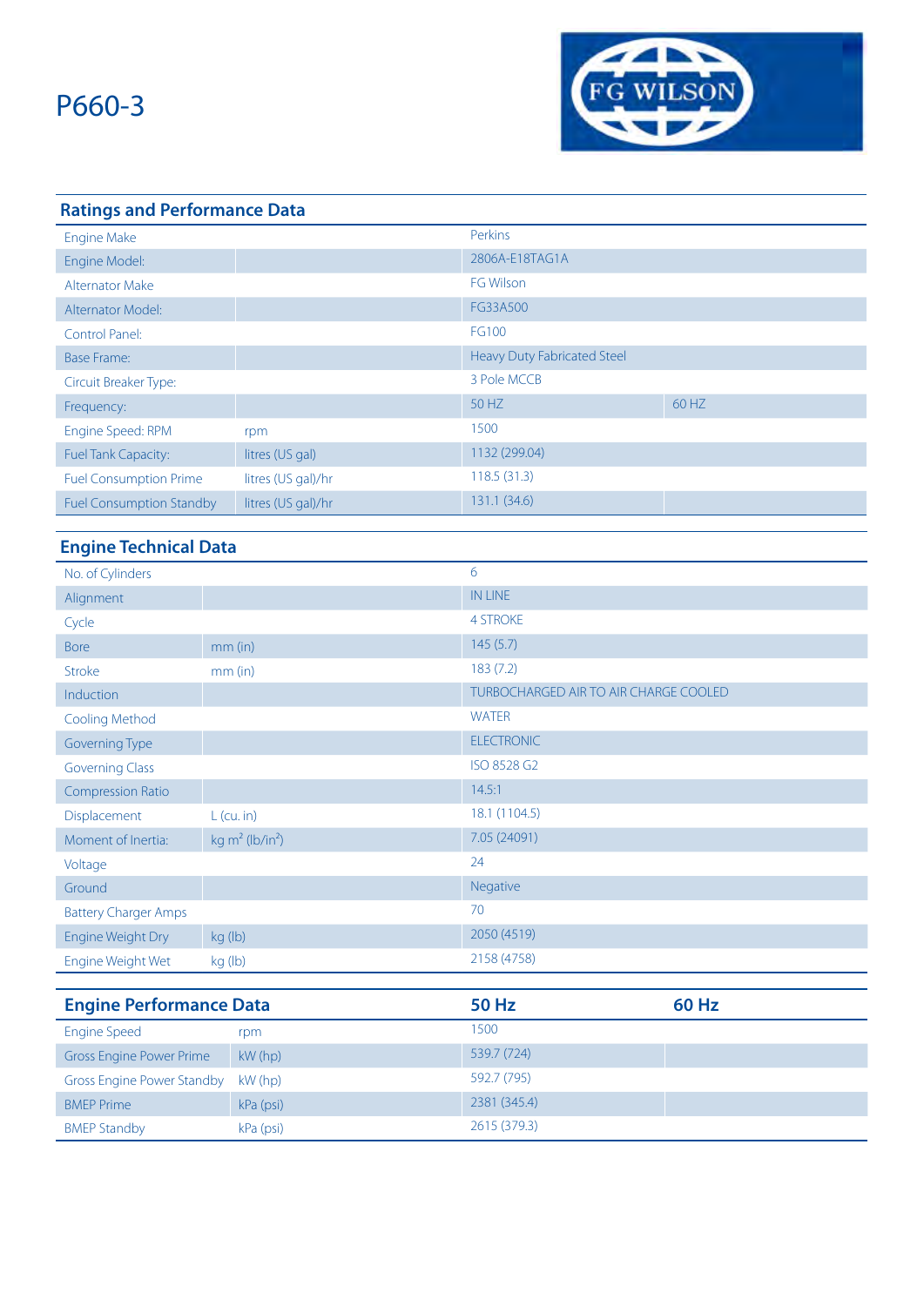# P660-3

## Ratings and Performance Data

| | | | |
|---|---|---|---|
| Engine Make | | Perkins | |
| Engine Model: | | 2806A-E18TAG1A | |
| Alternator Make | | FG Wilson | |
| Alternator Model: | | FG33A500 | |
| Control Panel: | | FG100 | |
| Base Frame: | | Heavy Duty Fabricated Steel | |
| Circuit Breaker Type: | | 3 Pole MCCB | |
| Frequency: | | 50 HZ | 60 HZ |
| Engine Speed: RPM | rpm | 1500 | |
| Fuel Tank Capacity: | litres (US gal) | 1132 (299.04) | |
| Fuel Consumption Prime | litres (US gal)/hr | 118.5 (31.3) | |
| Fuel Consumption Standby | litres (US gal)/hr | 131.1 (34.6) | |

## Engine Technical Data

| | | |
|---|---|---|
| No. of Cylinders | | 6 |
| Alignment | | IN LINE |
| Cycle | | 4 STROKE |
| Bore | mm (in) | 145 (5.7) |
| Stroke | mm (in) | 183 (7.2) |
| Induction | | TURBOCHARGED AIR TO AIR CHARGE COOLED |
| Cooling Method | | WATER |
| Governing Type | | ELECTRONIC |
| Governing Class | | ISO 8528 G2 |
| Compression Ratio | | 14.5:1 |
| Displacement | L (cu. in) | 18.1 (1104.5) |
| Moment of Inertia: | kg m² (lb/in²) | 7.05 (24091) |
| Voltage | | 24 |
| Ground | | Negative |
| Battery Charger Amps | | 70 |
| Engine Weight Dry | kg (lb) | 2050 (4519) |
| Engine Weight Wet | kg (lb) | 2158 (4758) |

## Engine Performance Data

| Engine Performance Data | | 50 Hz | 60 Hz |
|---|---|---|---|
| Engine Speed | rpm | 1500 | |
| Gross Engine Power Prime | kW (hp) | 539.7 (724) | |
| Gross Engine Power Standby | kW (hp) | 592.7 (795) | |
| BMEP Prime | kPa (psi) | 2381 (345.4) | |
| BMEP Standby | kPa (psi) | 2615 (379.3) | |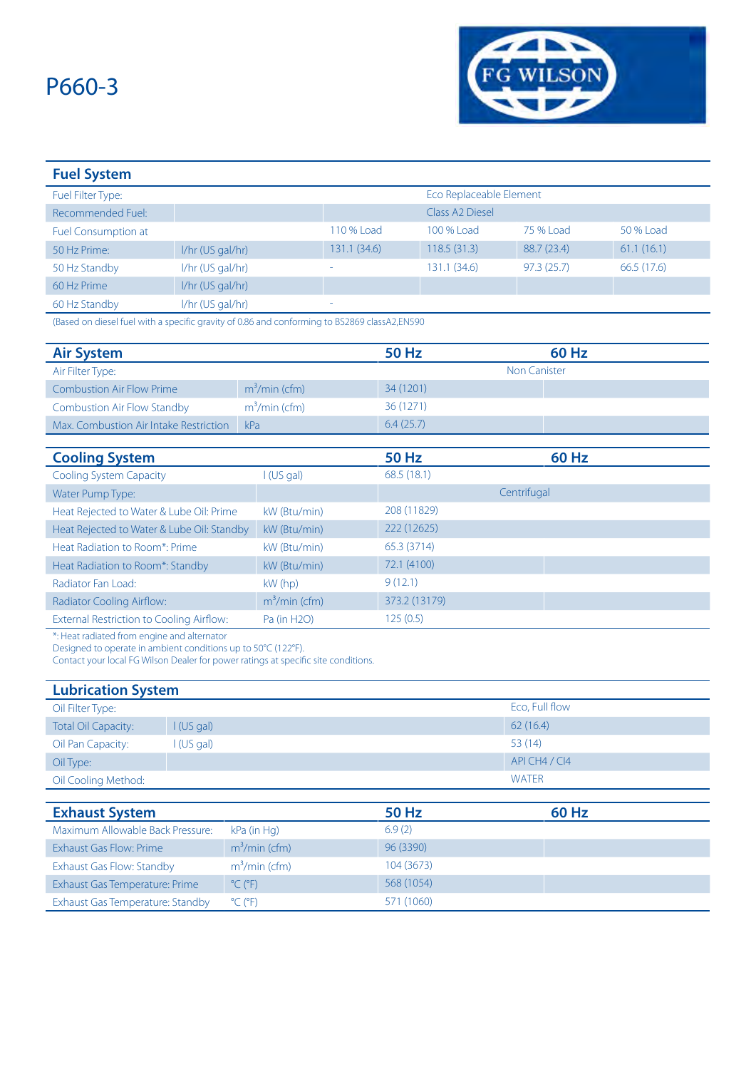# P660-3

FG WILSON

## Fuel System

| | | | | | |
|---|---|---|---|---|---|
| Fuel Filter Type: | | | Eco Replaceable Element | | |
| Recommended Fuel: | | | Class A2 Diesel | | |
| Fuel Consumption at | | 110 % Load | 100 % Load | 75 % Load | 50 % Load |
| 50 Hz Prime: | l/hr (US gal/hr) | 131.1 (34.6) | 118.5 (31.3) | 88.7 (23.4) | 61.1 (16.1) |
| 50 Hz Standby | l/hr (US gal/hr) | - | 131.1 (34.6) | 97.3 (25.7) | 66.5 (17.6) |
| 60 Hz Prime | l/hr (US gal/hr) | | | | |
| 60 Hz Standby | l/hr (US gal/hr) | - | | | |

(Based on diesel fuel with a specific gravity of 0.86 and conforming to BS2869 classA2,EN590

## Air System

| | | 50 Hz | 60 Hz |
|---|---|---|---|
| Air Filter Type: | | Non Canister | |
| Combustion Air Flow Prime | $m^3$/min (cfm) | 34 (1201) | |
| Combustion Air Flow Standby | $m^3$/min (cfm) | 36 (1271) | |
| Max. Combustion Air Intake Restriction | kPa | 6.4 (25.7) | |

## Cooling System

| | | 50 Hz | 60 Hz |
|---|---|---|---|
| Cooling System Capacity | l (US gal) | 68.5 (18.1) | |
| Water Pump Type: | | Centrifugal | |
| Heat Rejected to Water & Lube Oil: Prime | kW (Btu/min) | 208 (11829) | |
| Heat Rejected to Water & Lube Oil: Standby | kW (Btu/min) | 222 (12625) | |
| Heat Radiation to Room*: Prime | kW (Btu/min) | 65.3 (3714) | |
| Heat Radiation to Room*: Standby | kW (Btu/min) | 72.1 (4100) | |
| Radiator Fan Load: | kW (hp) | 9 (12.1) | |
| Radiator Cooling Airflow: | $m^3$/min (cfm) | 373.2 (13179) | |
| External Restriction to Cooling Airflow: | Pa (in H2O) | 125 (0.5) | |

*: Heat radiated from engine and alternator
Designed to operate in ambient conditions up to 50°C (122°F).
Contact your local FG Wilson Dealer for power ratings at specific site conditions.

## Lubrication System

| | | |
|---|---|---|
| Oil Filter Type: | | Eco, Full flow |
| Total Oil Capacity: | l (US gal) | 62 (16.4) |
| Oil Pan Capacity: | l (US gal) | 53 (14) |
| Oil Type: | | API CH4 / CI4 |
| Oil Cooling Method: | | WATER |

## Exhaust System

| | | 50 Hz | 60 Hz |
|---|---|---|---|
| Maximum Allowable Back Pressure: | kPa (in Hg) | 6.9 (2) | |
| Exhaust Gas Flow: Prime | $m^3$/min (cfm) | 96 (3390) | |
| Exhaust Gas Flow: Standby | $m^3$/min (cfm) | 104 (3673) | |
| Exhaust Gas Temperature: Prime | °C (°F) | 568 (1054) | |
| Exhaust Gas Temperature: Standby | °C (°F) | 571 (1060) | |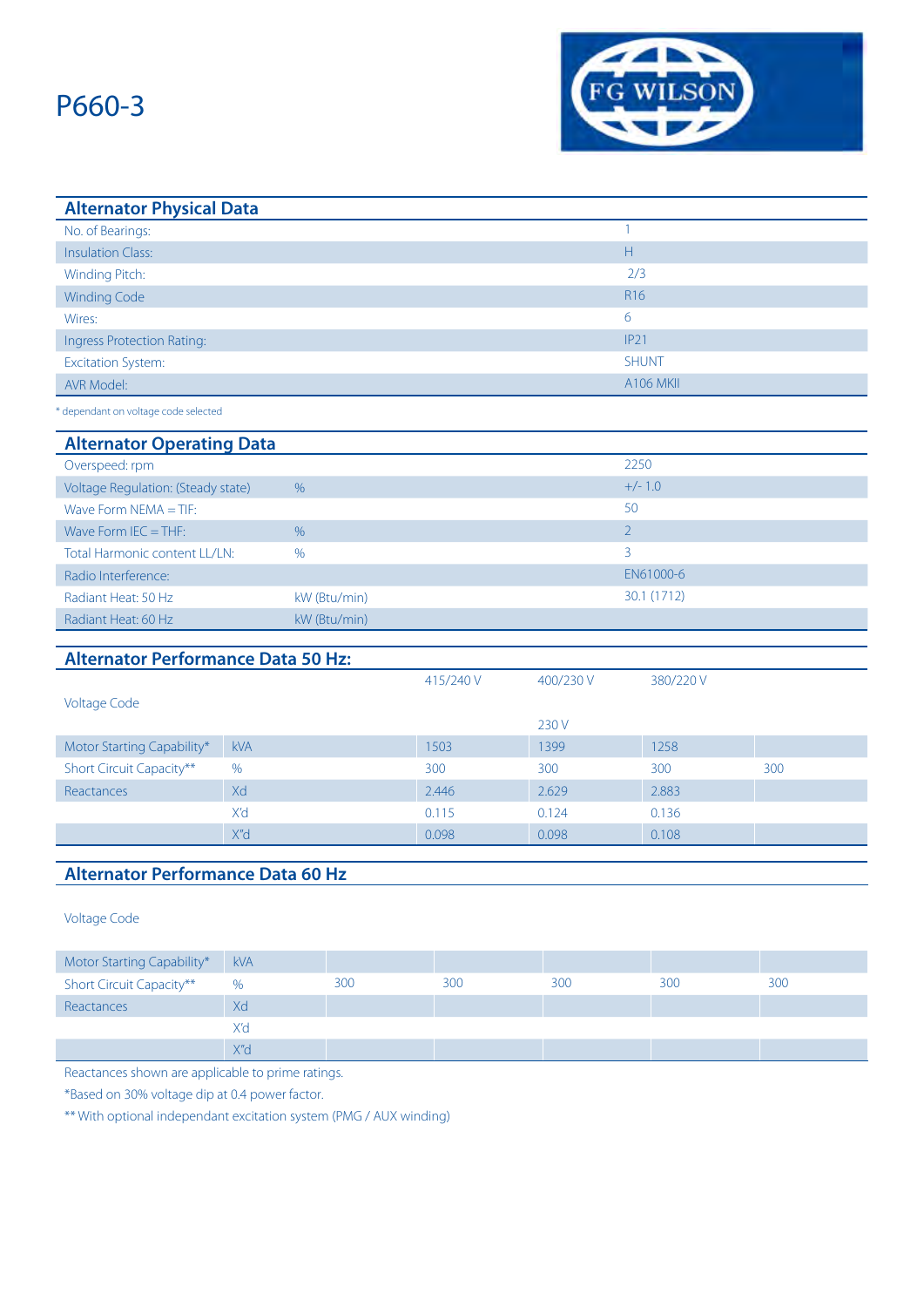# P660-3

FG WILSON

## Alternator Physical Data

| | |
|---|---|
| No. of Bearings: | 1 |
| Insulation Class: | H |
| Winding Pitch: | 2/3 |
| Winding Code | R16 |
| Wires: | 6 |
| Ingress Protection Rating: | IP21 |
| Excitation System: | SHUNT |
| AVR Model: | A106 MKII |

* dependant on voltage code selected

## Alternator Operating Data

| | | |
|---|---|---|
| Overspeed: rpm | | 2250 |
| Voltage Regulation: (Steady state) | % | +/- 1.0 |
| Wave Form NEMA = TIF: | | 50 |
| Wave Form IEC = THF: | % | 2 |
| Total Harmonic content LL/LN: | % | 3 |
| Radio Interference: | | EN61000-6 |
| Radiant Heat: 50 Hz | kW (Btu/min) | 30.1 (1712) |
| Radiant Heat: 60 Hz | kW (Btu/min) | |

## Alternator Performance Data 50 Hz:

| | | | | | |
|---|---|---|---|---|---|
| Voltage Code | | 415/240 V | 400/230 V<br>230 V | 380/220 V | |
| Motor Starting Capability* | kVA | 1503 | 1399 | 1258 | |
| Short Circuit Capacity** | % | 300 | 300 | 300 | 300 |
| Reactances | Xd | 2.446 | 2.629 | 2.883 | |
| | X'd | 0.115 | 0.124 | 0.136 | |
| | X"d | 0.098 | 0.098 | 0.108 | |

## Alternator Performance Data 60 Hz

| | | | | | | |
|---|---|---|---|---|---|---|
| Voltage Code | | | | | | |
| Motor Starting Capability* | kVA | | | | | |
| Short Circuit Capacity** | % | 300 | 300 | 300 | 300 | 300 |
| Reactances | Xd | | | | | |
| | X'd | | | | | |
| | X"d | | | | | |

Reactances shown are applicable to prime ratings.

*Based on 30% voltage dip at 0.4 power factor.

** With optional independant excitation system (PMG / AUX winding)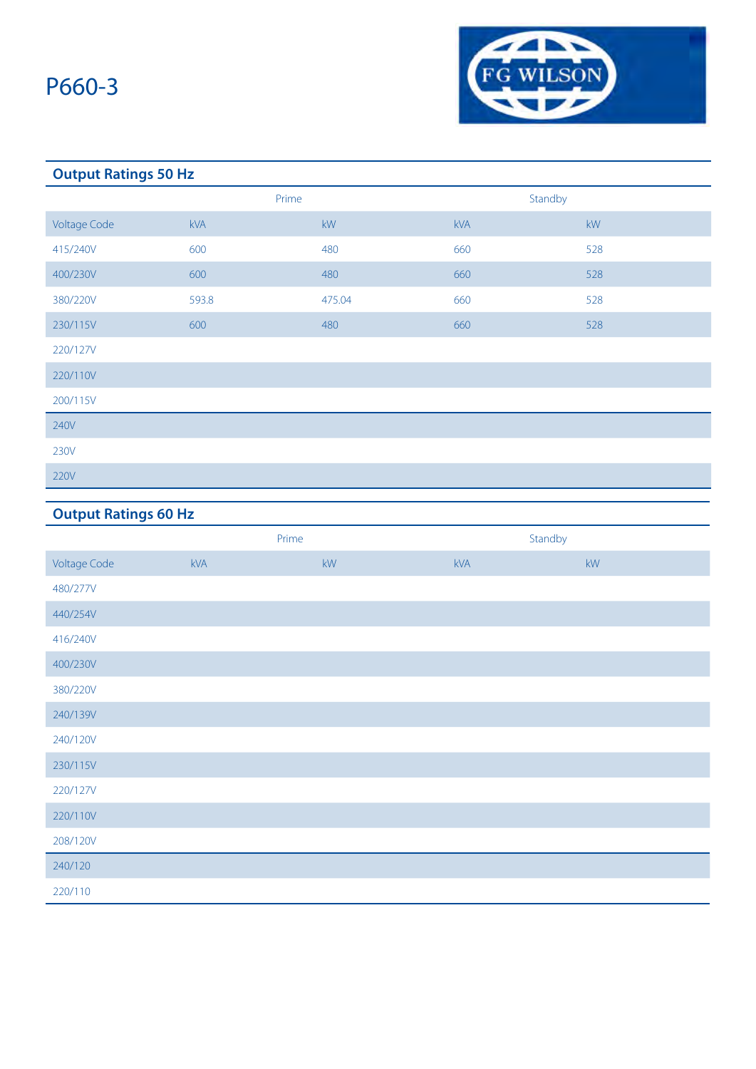# P660-3

## Output Ratings 50 Hz

| | Prime | | Standby | |
|---|---|---|---|---|
| Voltage Code | kVA | kW | kVA | kW |
| 415/240V | 600 | 480 | 660 | 528 |
| 400/230V | 600 | 480 | 660 | 528 |
| 380/220V | 593.8 | 475.04 | 660 | 528 |
| 230/115V | 600 | 480 | 660 | 528 |
| 220/127V | | | | |
| 220/110V | | | | |
| 200/115V | | | | |
| 240V | | | | |
| 230V | | | | |
| 220V | | | | |

## Output Ratings 60 Hz

| | Prime | | Standby | |
|---|---|---|---|---|
| Voltage Code | kVA | kW | kVA | kW |
| 480/277V | | | | |
| 440/254V | | | | |
| 416/240V | | | | |
| 400/230V | | | | |
| 380/220V | | | | |
| 240/139V | | | | |
| 240/120V | | | | |
| 230/115V | | | | |
| 220/127V | | | | |
| 220/110V | | | | |
| 208/120V | | | | |
| 240/120 | | | | |
| 220/110 | | | | |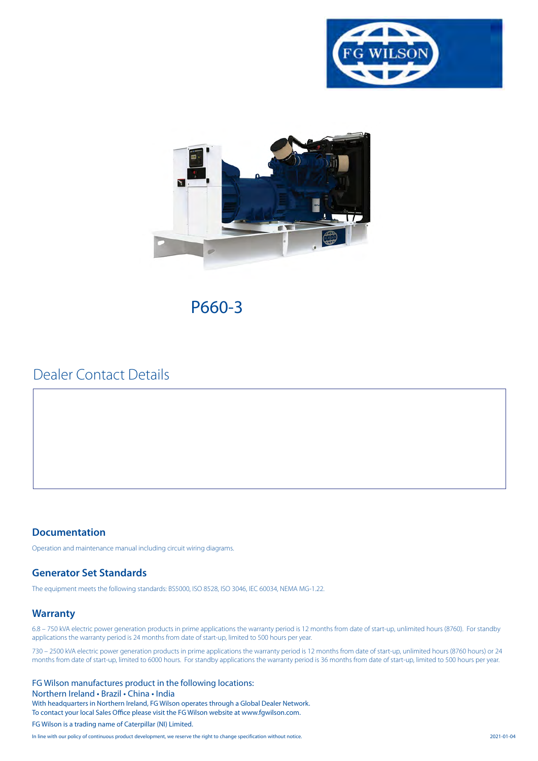# P660-3

## Dealer Contact Details

### Documentation

Operation and maintenance manual including circuit wiring diagrams.

### Generator Set Standards

The equipment meets the following standards: BS5000, ISO 8528, ISO 3046, IEC 60034, NEMA MG-1.22.

### Warranty

6.8 – 750 kVA electric power generation products in prime applications the warranty period is 12 months from date of start-up, unlimited hours (8760). For standby applications the warranty period is 24 months from date of start-up, limited to 500 hours per year.

730 – 2500 kVA electric power generation products in prime applications the warranty period is 12 months from date of start-up, unlimited hours (8760 hours) or 24 months from date of start-up, limited to 6000 hours. For standby applications the warranty period is 36 months from date of start-up, limited to 500 hours per year.

FG Wilson manufactures product in the following locations:
Northern Ireland • Brazil • China • India

With headquarters in Northern Ireland, FG Wilson operates through a Global Dealer Network.
To contact your local Sales Office please visit the FG Wilson website at www.fgwilson.com.

FG Wilson is a trading name of Caterpillar (NI) Limited.

In line with our policy of continuous product development, we reserve the right to change specification without notice.

2021-01-04